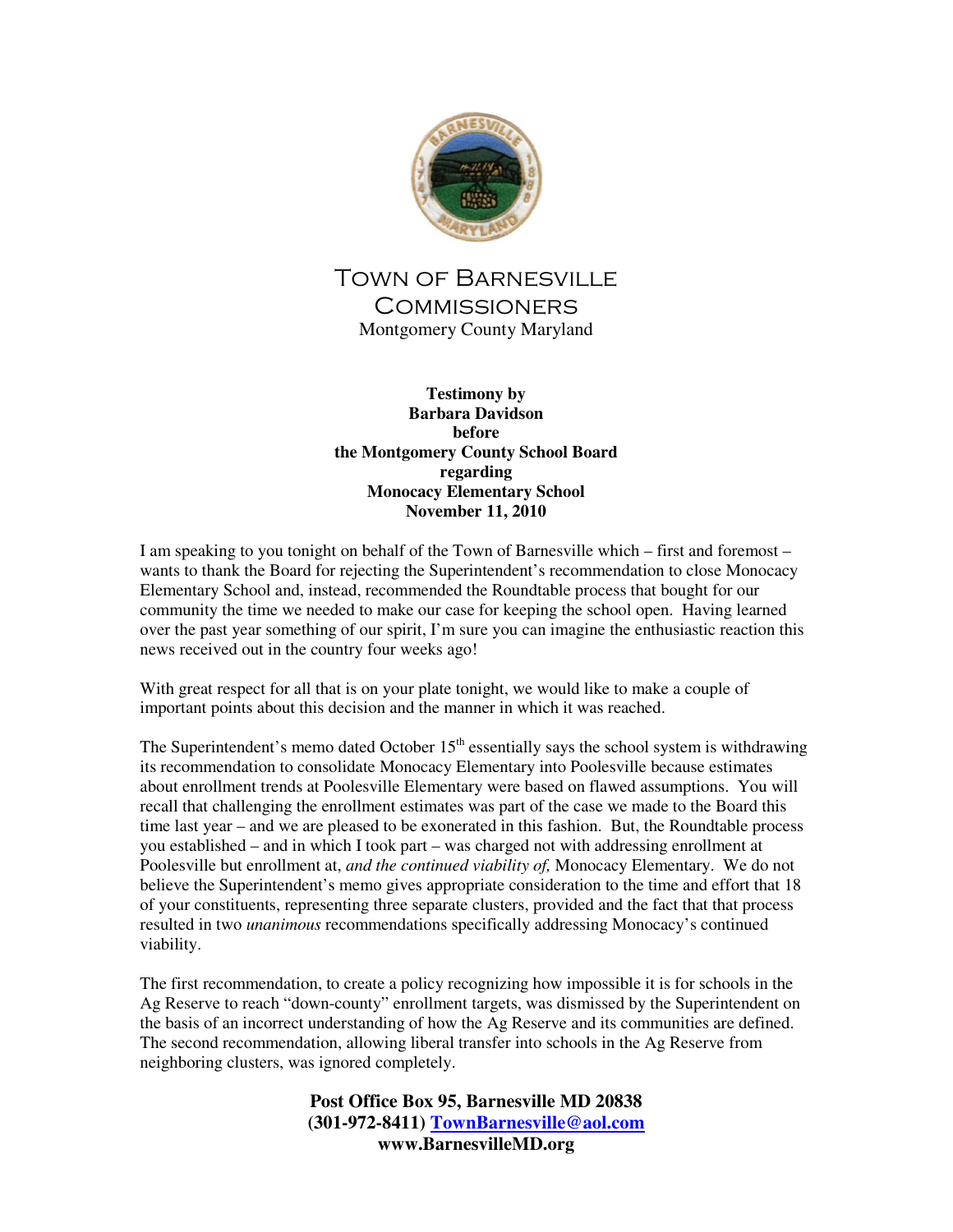# Town of Barnesville Commissioners

Montgomery County Maryland

**Testimony by
Barbara Davidson
before
the Montgomery County School Board
regarding
Monocacy Elementary School
November 11, 2010**

I am speaking to you tonight on behalf of the Town of Barnesville which – first and foremost – wants to thank the Board for rejecting the Superintendent's recommendation to close Monocacy Elementary School and, instead, recommended the Roundtable process that bought for our community the time we needed to make our case for keeping the school open. Having learned over the past year something of our spirit, I'm sure you can imagine the enthusiastic reaction this news received out in the country four weeks ago!

With great respect for all that is on your plate tonight, we would like to make a couple of important points about this decision and the manner in which it was reached.

The Superintendent's memo dated October 15th essentially says the school system is withdrawing its recommendation to consolidate Monocacy Elementary into Poolesville because estimates about enrollment trends at Poolesville Elementary were based on flawed assumptions. You will recall that challenging the enrollment estimates was part of the case we made to the Board this time last year – and we are pleased to be exonerated in this fashion. But, the Roundtable process you established – and in which I took part – was charged not with addressing enrollment at Poolesville but enrollment at, *and the continued viability of,* Monocacy Elementary. We do not believe the Superintendent's memo gives appropriate consideration to the time and effort that 18 of your constituents, representing three separate clusters, provided and the fact that that process resulted in two *unanimous* recommendations specifically addressing Monocacy's continued viability.

The first recommendation, to create a policy recognizing how impossible it is for schools in the Ag Reserve to reach "down-county" enrollment targets, was dismissed by the Superintendent on the basis of an incorrect understanding of how the Ag Reserve and its communities are defined. The second recommendation, allowing liberal transfer into schools in the Ag Reserve from neighboring clusters, was ignored completely.

**Post Office Box 95, Barnesville MD 20838
(301-972-8411) TownBarnesville@aol.com
www.BarnesvilleMD.org**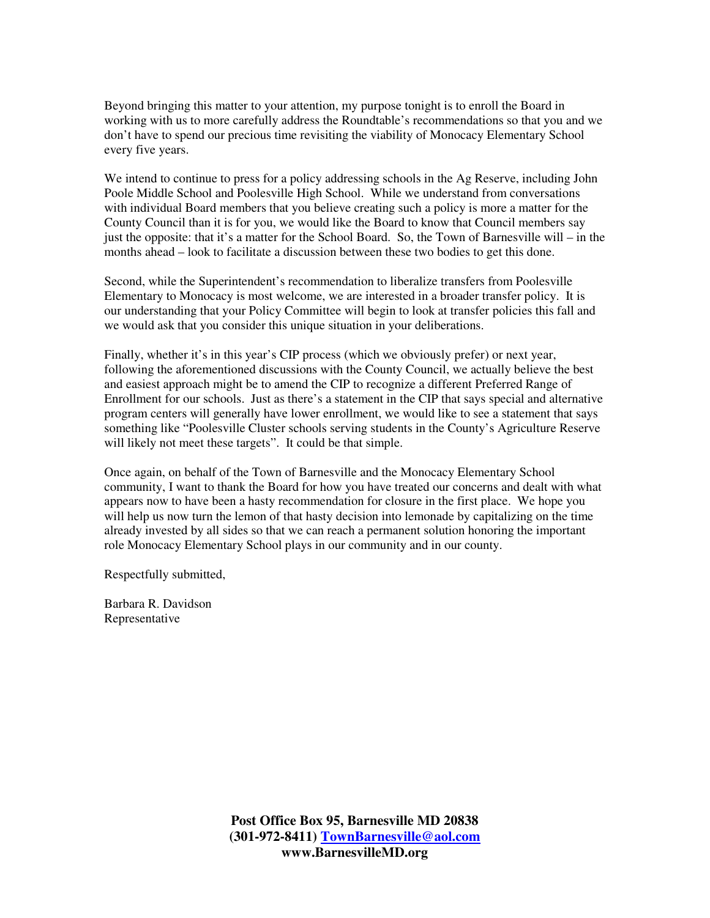Beyond bringing this matter to your attention, my purpose tonight is to enroll the Board in working with us to more carefully address the Roundtable's recommendations so that you and we don't have to spend our precious time revisiting the viability of Monocacy Elementary School every five years.

We intend to continue to press for a policy addressing schools in the Ag Reserve, including John Poole Middle School and Poolesville High School. While we understand from conversations with individual Board members that you believe creating such a policy is more a matter for the County Council than it is for you, we would like the Board to know that Council members say just the opposite: that it's a matter for the School Board. So, the Town of Barnesville will – in the months ahead – look to facilitate a discussion between these two bodies to get this done.

Second, while the Superintendent's recommendation to liberalize transfers from Poolesville Elementary to Monocacy is most welcome, we are interested in a broader transfer policy. It is our understanding that your Policy Committee will begin to look at transfer policies this fall and we would ask that you consider this unique situation in your deliberations.

Finally, whether it's in this year's CIP process (which we obviously prefer) or next year, following the aforementioned discussions with the County Council, we actually believe the best and easiest approach might be to amend the CIP to recognize a different Preferred Range of Enrollment for our schools. Just as there's a statement in the CIP that says special and alternative program centers will generally have lower enrollment, we would like to see a statement that says something like "Poolesville Cluster schools serving students in the County's Agriculture Reserve will likely not meet these targets". It could be that simple.

Once again, on behalf of the Town of Barnesville and the Monocacy Elementary School community, I want to thank the Board for how you have treated our concerns and dealt with what appears now to have been a hasty recommendation for closure in the first place. We hope you will help us now turn the lemon of that hasty decision into lemonade by capitalizing on the time already invested by all sides so that we can reach a permanent solution honoring the important role Monocacy Elementary School plays in our community and in our county.

Respectfully submitted,

Barbara R. Davidson
Representative

**Post Office Box 95, Barnesville MD 20838**
**(301-972-8411) TownBarnesville@aol.com**
**www.BarnesvilleMD.org**